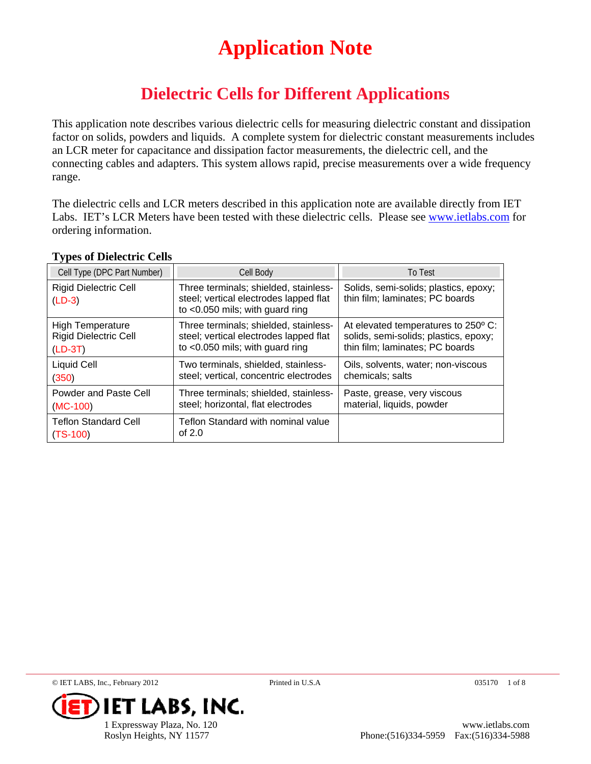# Application Note

## Dielectric Cells for Different Applications

This application note describes various dielectric cells for measuring dielectric constant and dissipation factor on solids, powders and liquids. A complete system for dielectric constant measurements includes an LCR meter for capacitance and dissipation factor measurements, the dielectric cell, and the connecting cables and adapters. This system allows rapid, precise measurements over a wide frequency range.

The dielectric cells and LCR meters described in this application note are available directly from IET Labs. IET's LCR Meters have been tested with these dielectric cells. Please see www.ietlabs.com for ordering information.

**Types of Dielectric Cells**

| Cell Type (DPC Part Number) | Cell Body | To Test |
|---|---|---|
| Rigid Dielectric Cell (LD-3) | Three terminals; shielded, stainless-steel; vertical electrodes lapped flat to <0.050 mils; with guard ring | Solids, semi-solids; plastics, epoxy; thin film; laminates; PC boards |
| High Temperature Rigid Dielectric Cell (LD-3T) | Three terminals; shielded, stainless-steel; vertical electrodes lapped flat to <0.050 mils; with guard ring | At elevated temperatures to 250º C: solids, semi-solids; plastics, epoxy; thin film; laminates; PC boards |
| Liquid Cell (350) | Two terminals, shielded, stainless-steel; vertical, concentric electrodes | Oils, solvents, water; non-viscous chemicals; salts |
| Powder and Paste Cell (MC-100) | Three terminals; shielded, stainless-steel; horizontal, flat electrodes | Paste, grease, very viscous material, liquids, powder |
| Teflon Standard Cell (TS-100) | Teflon Standard with nominal value of 2.0 | |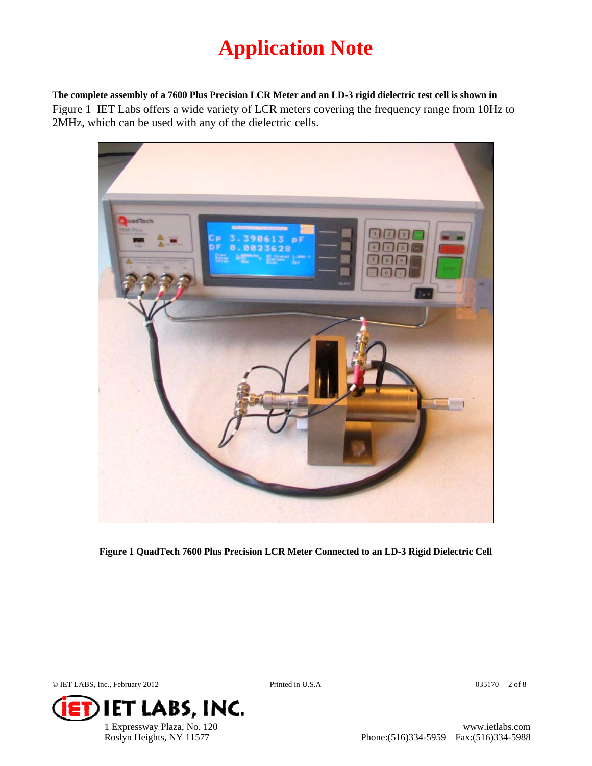# Application Note

**The complete assembly of a 7600 Plus Precision LCR Meter and an LD-3 rigid dielectric test cell is shown in** Figure 1 IET Labs offers a wide variety of LCR meters covering the frequency range from 10Hz to 2MHz, which can be used with any of the dielectric cells.

**Figure 1 QuadTech 7600 Plus Precision LCR Meter Connected to an LD-3 Rigid Dielectric Cell**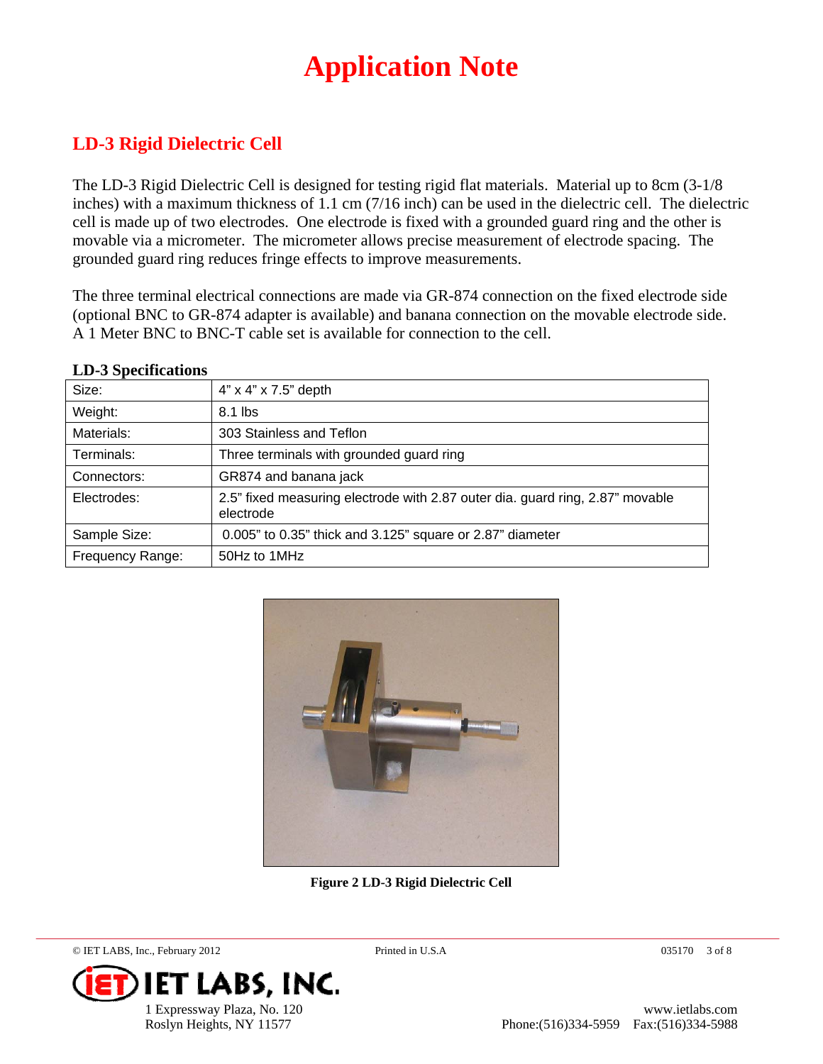# Application Note

## LD-3 Rigid Dielectric Cell

The LD-3 Rigid Dielectric Cell is designed for testing rigid flat materials. Material up to 8cm (3-1/8 inches) with a maximum thickness of 1.1 cm (7/16 inch) can be used in the dielectric cell. The dielectric cell is made up of two electrodes. One electrode is fixed with a grounded guard ring and the other is movable via a micrometer. The micrometer allows precise measurement of electrode spacing. The grounded guard ring reduces fringe effects to improve measurements.

The three terminal electrical connections are made via GR-874 connection on the fixed electrode side (optional BNC to GR-874 adapter is available) and banana connection on the movable electrode side. A 1 Meter BNC to BNC-T cable set is available for connection to the cell.

**LD-3 Specifications**

| | |
|---|---|
| Size: | 4" x 4" x 7.5" depth |
| Weight: | 8.1 lbs |
| Materials: | 303 Stainless and Teflon |
| Terminals: | Three terminals with grounded guard ring |
| Connectors: | GR874 and banana jack |
| Electrodes: | 2.5" fixed measuring electrode with 2.87 outer dia. guard ring, 2.87" movable electrode |
| Sample Size: | 0.005" to 0.35" thick and 3.125" square or 2.87" diameter |
| Frequency Range: | 50Hz to 1MHz |

**Figure 2 LD-3 Rigid Dielectric Cell**

© IET LABS, Inc., February 2012 Printed in U.S.A 035170

IET LABS, INC.
1 Expressway Plaza, No. 120
Roslyn Heights, NY 11577
www.ietlabs.com
Phone:(516)334-5959 Fax:(516)334-5988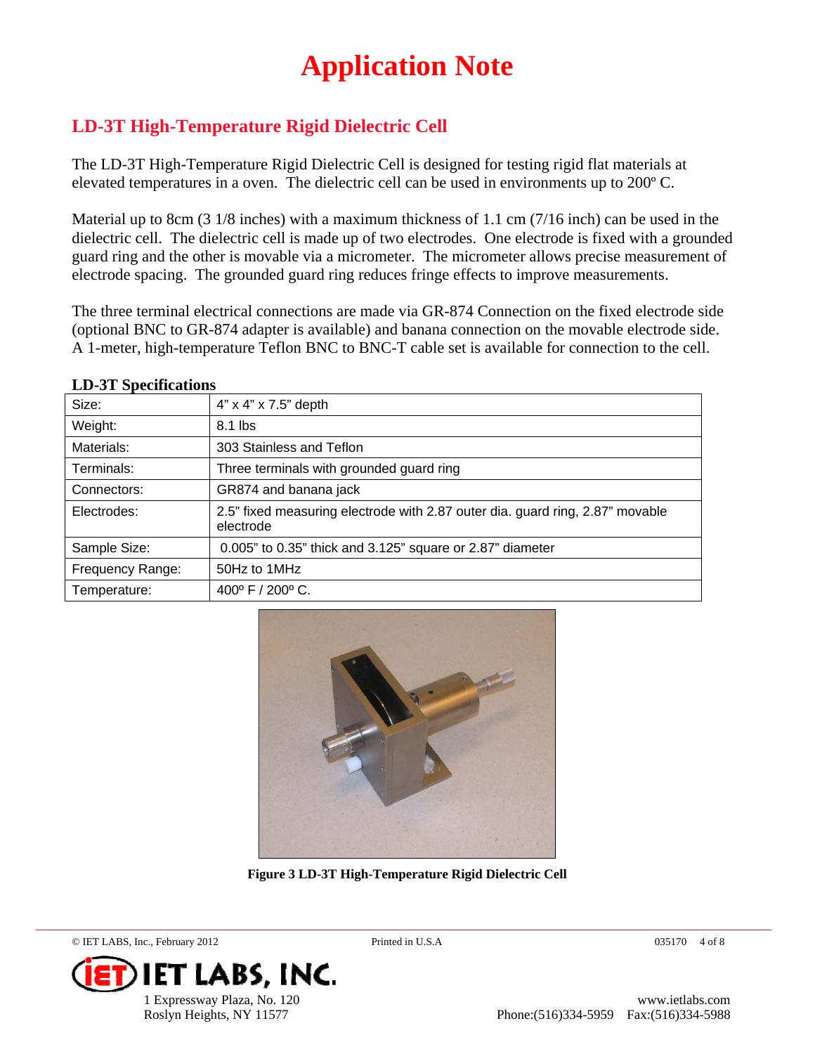# Application Note

## LD-3T High-Temperature Rigid Dielectric Cell

The LD-3T High-Temperature Rigid Dielectric Cell is designed for testing rigid flat materials at elevated temperatures in a oven. The dielectric cell can be used in environments up to 200º C.

Material up to 8cm (3 1/8 inches) with a maximum thickness of 1.1 cm (7/16 inch) can be used in the dielectric cell. The dielectric cell is made up of two electrodes. One electrode is fixed with a grounded guard ring and the other is movable via a micrometer. The micrometer allows precise measurement of electrode spacing. The grounded guard ring reduces fringe effects to improve measurements.

The three terminal electrical connections are made via GR-874 Connection on the fixed electrode side (optional BNC to GR-874 adapter is available) and banana connection on the movable electrode side. A 1-meter, high-temperature Teflon BNC to BNC-T cable set is available for connection to the cell.

**LD-3T Specifications**

| | |
|---|---|
| Size: | 4" x 4" x 7.5" depth |
| Weight: | 8.1 lbs |
| Materials: | 303 Stainless and Teflon |
| Terminals: | Three terminals with grounded guard ring |
| Connectors: | GR874 and banana jack |
| Electrodes: | 2.5" fixed measuring electrode with 2.87 outer dia. guard ring, 2.87" movable electrode |
| Sample Size: | 0.005" to 0.35" thick and 3.125" square or 2.87" diameter |
| Frequency Range: | 50Hz to 1MHz |
| Temperature: | 400º F / 200º C. |

**Figure 3 LD-3T High-Temperature Rigid Dielectric Cell**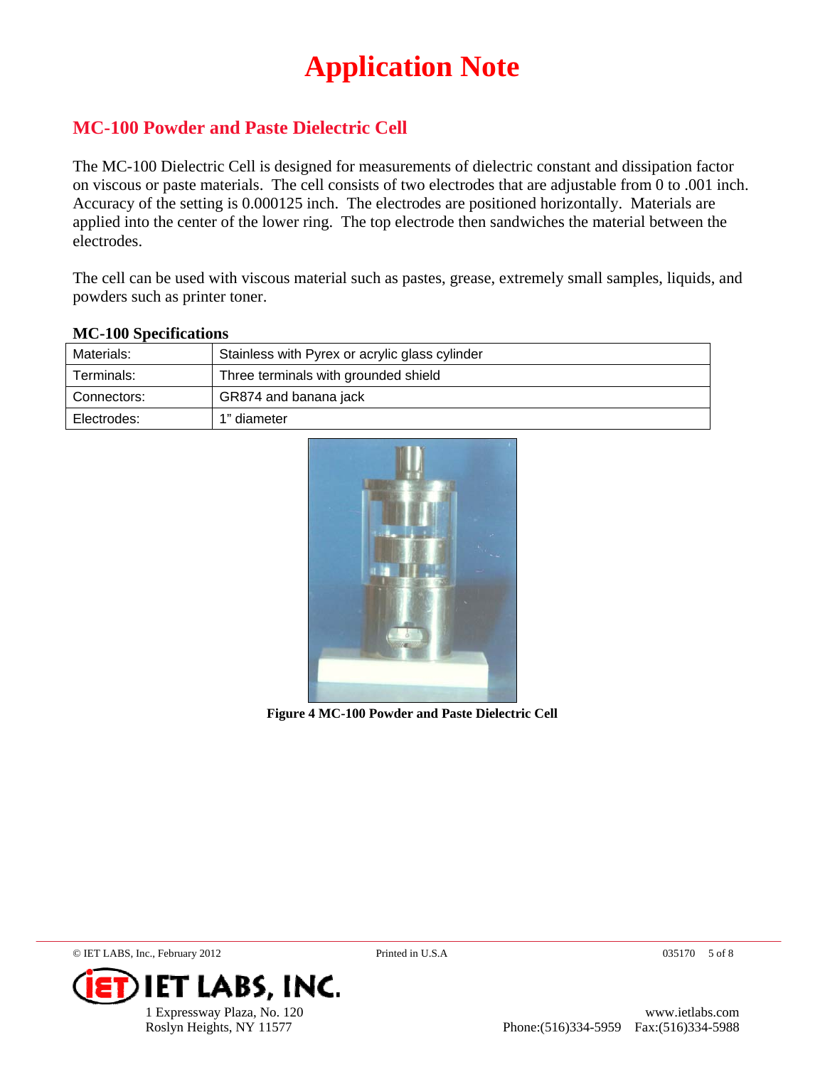# Application Note

## MC-100 Powder and Paste Dielectric Cell

The MC-100 Dielectric Cell is designed for measurements of dielectric constant and dissipation factor on viscous or paste materials. The cell consists of two electrodes that are adjustable from 0 to .001 inch. Accuracy of the setting is 0.000125 inch. The electrodes are positioned horizontally. Materials are applied into the center of the lower ring. The top electrode then sandwiches the material between the electrodes.

The cell can be used with viscous material such as pastes, grease, extremely small samples, liquids, and powders such as printer toner.

**MC-100 Specifications**

| | |
|---|---|
| Materials: | Stainless with Pyrex or acrylic glass cylinder |
| Terminals: | Three terminals with grounded shield |
| Connectors: | GR874 and banana jack |
| Electrodes: | 1" diameter |

**Figure 4 MC-100 Powder and Paste Dielectric Cell**

© IET LABS, Inc., February 2012 Printed in U.S.A 035170

IET LABS, INC.
1 Expressway Plaza, No. 120
Roslyn Heights, NY 11577

www.ietlabs.com
Phone:(516)334-5959 Fax:(516)334-5988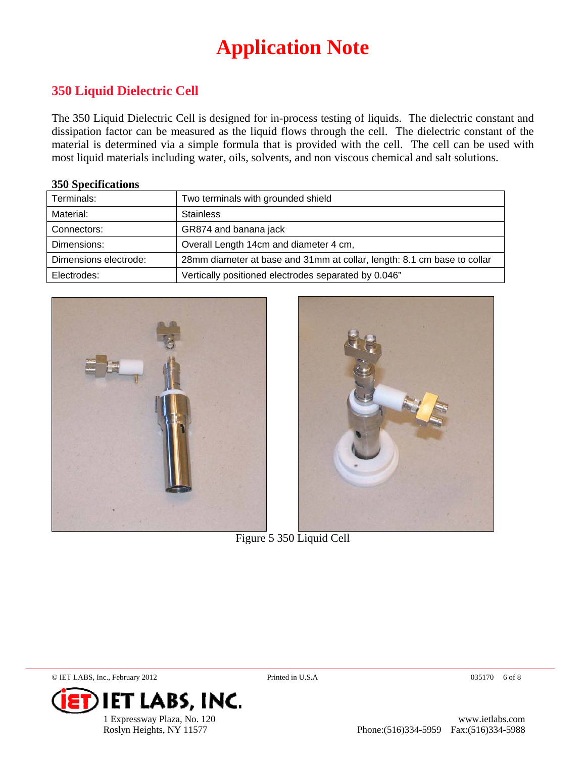# Application Note

## 350 Liquid Dielectric Cell

The 350 Liquid Dielectric Cell is designed for in-process testing of liquids. The dielectric constant and dissipation factor can be measured as the liquid flows through the cell. The dielectric constant of the material is determined via a simple formula that is provided with the cell. The cell can be used with most liquid materials including water, oils, solvents, and non viscous chemical and salt solutions.

**350 Specifications**

| | |
|---|---|
| Terminals: | Two terminals with grounded shield |
| Material: | Stainless |
| Connectors: | GR874 and banana jack |
| Dimensions: | Overall Length 14cm and diameter 4 cm, |
| Dimensions electrode: | 28mm diameter at base and 31mm at collar, length: 8.1 cm base to collar |
| Electrodes: | Vertically positioned electrodes separated by 0.046" |

Figure 5 350 Liquid Cell

© IET LABS, Inc., February 2012    Printed in U.S.A    035170

IET LABS, INC.
1 Expressway Plaza, No. 120
Roslyn Heights, NY 11577
www.ietlabs.com
Phone:(516)334-5959 Fax:(516)334-5988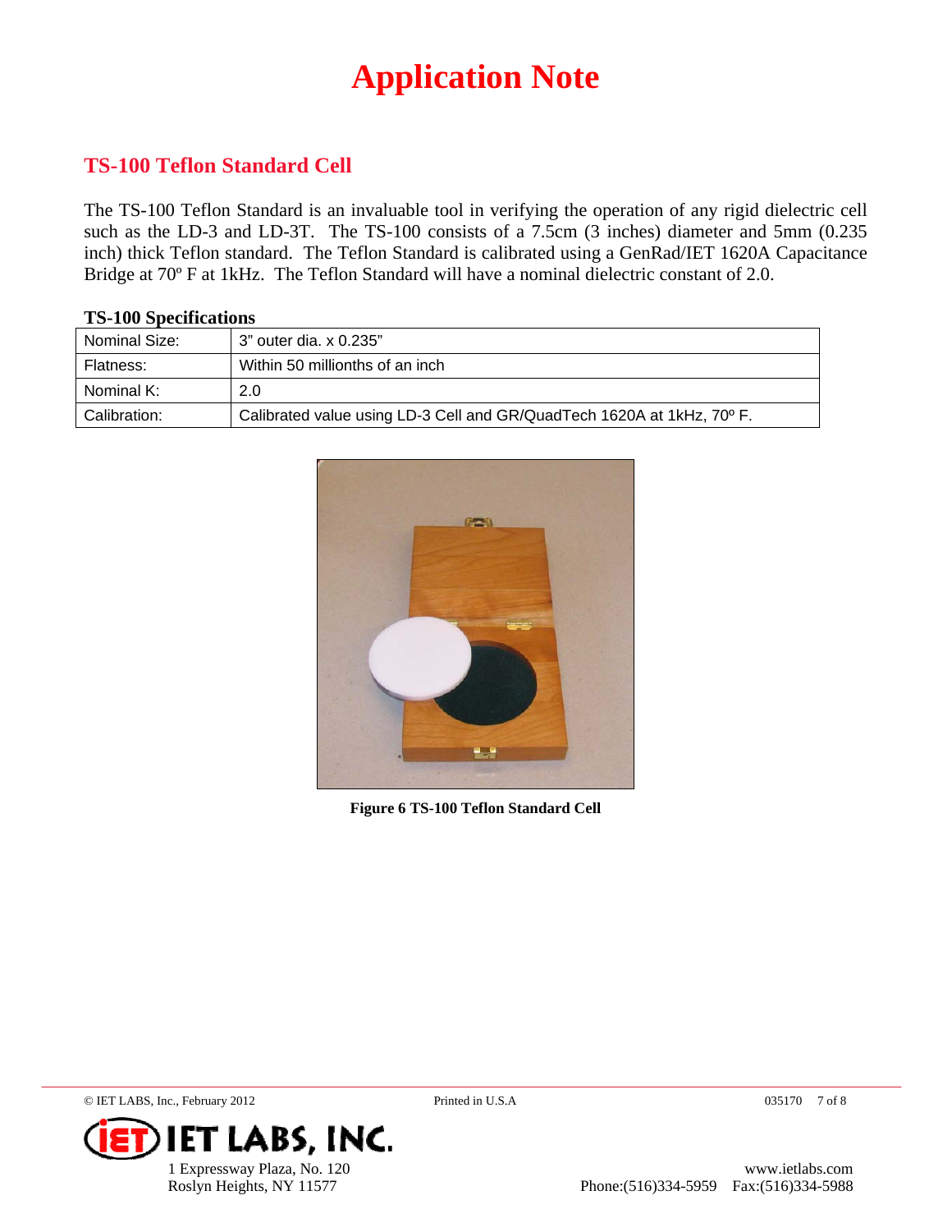# Application Note

## TS-100 Teflon Standard Cell

The TS-100 Teflon Standard is an invaluable tool in verifying the operation of any rigid dielectric cell such as the LD-3 and LD-3T. The TS-100 consists of a 7.5cm (3 inches) diameter and 5mm (0.235 inch) thick Teflon standard. The Teflon Standard is calibrated using a GenRad/IET 1620A Capacitance Bridge at 70º F at 1kHz. The Teflon Standard will have a nominal dielectric constant of 2.0.

**TS-100 Specifications**

| | |
|---|---|
| Nominal Size: | 3" outer dia. x 0.235" |
| Flatness: | Within 50 millionths of an inch |
| Nominal K: | 2.0 |
| Calibration: | Calibrated value using LD-3 Cell and GR/QuadTech 1620A at 1kHz, 70º F. |

**Figure 6 TS-100 Teflon Standard Cell**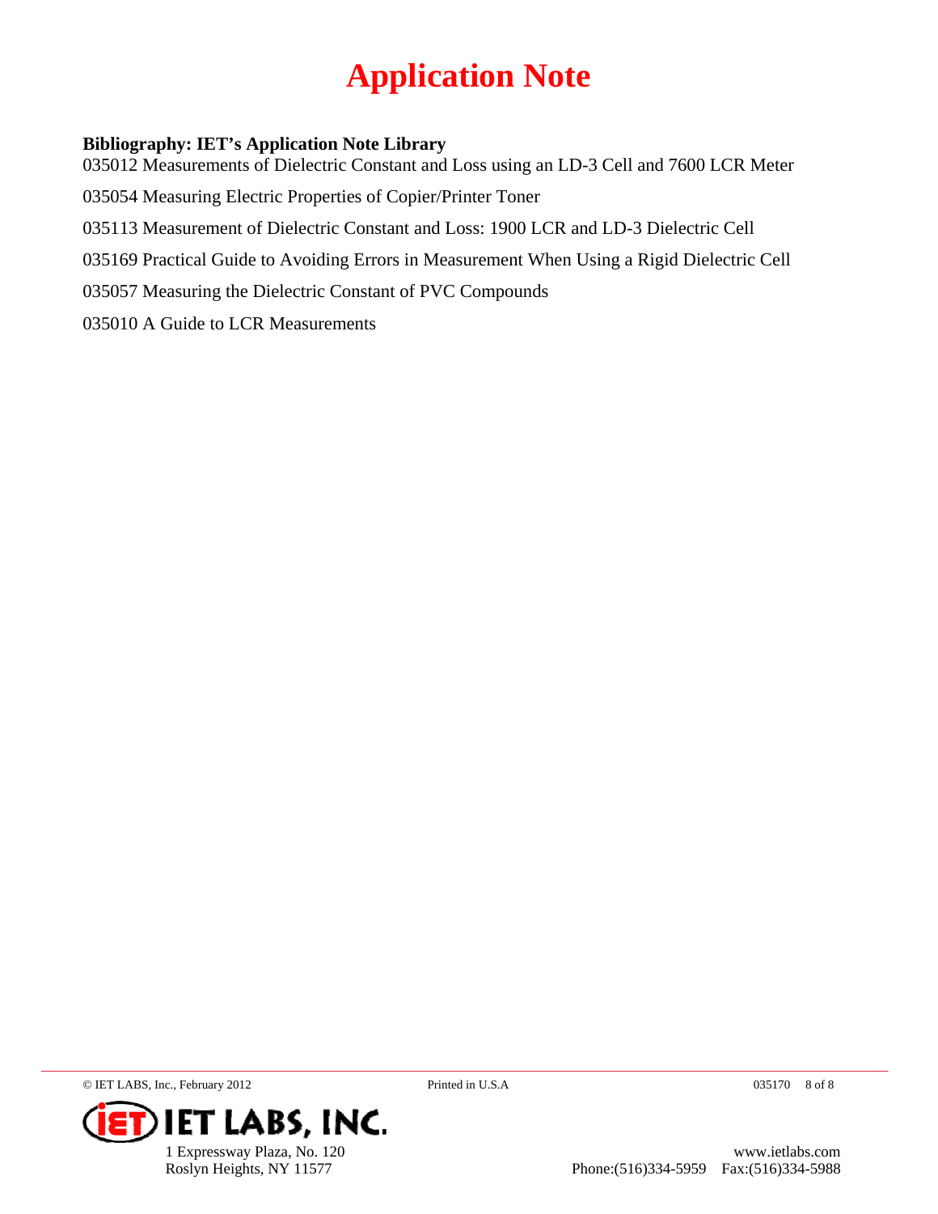# Application Note

**Bibliography: IET's Application Note Library**

035012 Measurements of Dielectric Constant and Loss using an LD-3 Cell and 7600 LCR Meter

035054 Measuring Electric Properties of Copier/Printer Toner

035113 Measurement of Dielectric Constant and Loss: 1900 LCR and LD-3 Dielectric Cell

035169 Practical Guide to Avoiding Errors in Measurement When Using a Rigid Dielectric Cell

035057 Measuring the Dielectric Constant of PVC Compounds

035010 A Guide to LCR Measurements

© IET LABS, Inc., February 2012 Printed in U.S.A 035170

IET LABS, INC.

1 Expressway Plaza, No. 120
Roslyn Heights, NY 11577

www.ietlabs.com
Phone:(516)334-5959 Fax:(516)334-5988